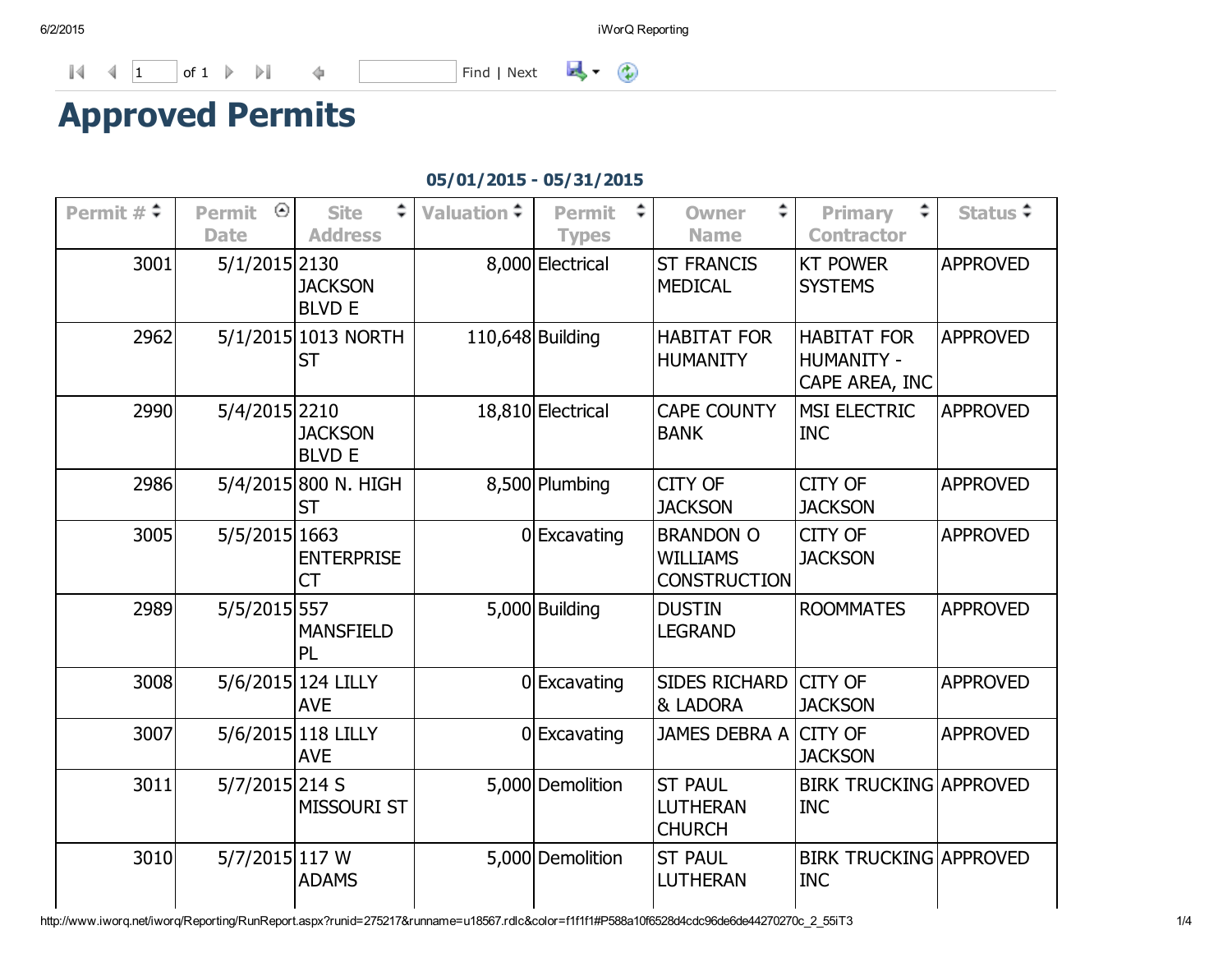# Approved Permits

**05/01/2015 - 05/31/2015**

| Permit # | Permit Date | Site Address | Valuation | Permit Types | Owner Name | Primary Contractor | Status |
|---|---|---|---|---|---|---|---|
| 3001 | 5/1/2015 | 2130 JACKSON BLVD E | 8,000 | Electrical | ST FRANCIS MEDICAL | KT POWER SYSTEMS | APPROVED |
| 2962 | 5/1/2015 | 1013 NORTH ST | 110,648 | Building | HABITAT FOR HUMANITY | HABITAT FOR HUMANITY - CAPE AREA, INC | APPROVED |
| 2990 | 5/4/2015 | 2210 JACKSON BLVD E | 18,810 | Electrical | CAPE COUNTY BANK | MSI ELECTRIC INC | APPROVED |
| 2986 | 5/4/2015 | 800 N. HIGH ST | 8,500 | Plumbing | CITY OF JACKSON | CITY OF JACKSON | APPROVED |
| 3005 | 5/5/2015 | 1663 ENTERPRISE CT | 0 | Excavating | BRANDON O WILLIAMS CONSTRUCTION | CITY OF JACKSON | APPROVED |
| 2989 | 5/5/2015 | 557 MANSFIELD PL | 5,000 | Building | DUSTIN LEGRAND | ROOMMATES | APPROVED |
| 3008 | 5/6/2015 | 124 LILLY AVE | 0 | Excavating | SIDES RICHARD & LADORA | CITY OF JACKSON | APPROVED |
| 3007 | 5/6/2015 | 118 LILLY AVE | 0 | Excavating | JAMES DEBRA A | CITY OF JACKSON | APPROVED |
| 3011 | 5/7/2015 | 214 S MISSOURI ST | 5,000 | Demolition | ST PAUL LUTHERAN CHURCH | BIRK TRUCKING INC | APPROVED |
| 3010 | 5/7/2015 | 117 W ADAMS | 5,000 | Demolition | ST PAUL LUTHERAN | BIRK TRUCKING INC | APPROVED |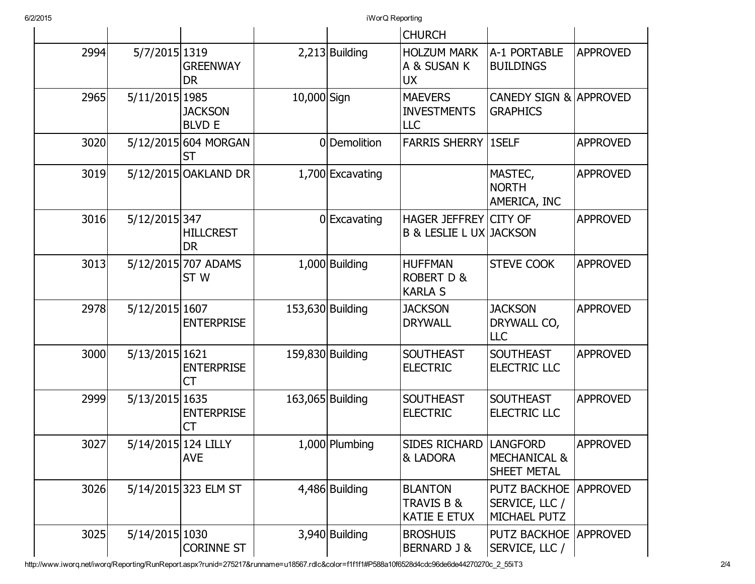| | | | | | CHURCH | | |
|---|---|---|---|---|---|---|---|
| 2994 | 5/7/2015 | 1319 GREENWAY DR | 2,213 | Building | HOLZUM MARK A & SUSAN K UX | A-1 PORTABLE BUILDINGS | APPROVED |
| 2965 | 5/11/2015 | 1985 JACKSON BLVD E | 10,000 | Sign | MAEVERS INVESTMENTS LLC | CANEDY SIGN & GRAPHICS | APPROVED |
| 3020 | 5/12/2015 | 604 MORGAN ST | 0 | Demolition | FARRIS SHERRY | 1SELF | APPROVED |
| 3019 | 5/12/2015 | OAKLAND DR | 1,700 | Excavating | | MASTEC, NORTH AMERICA, INC | APPROVED |
| 3016 | 5/12/2015 | 347 HILLCREST DR | 0 | Excavating | HAGER JEFFREY B & LESLIE L UX | CITY OF JACKSON | APPROVED |
| 3013 | 5/12/2015 | 707 ADAMS ST W | 1,000 | Building | HUFFMAN ROBERT D & KARLA S | STEVE COOK | APPROVED |
| 2978 | 5/12/2015 | 1607 ENTERPRISE | 153,630 | Building | JACKSON DRYWALL | JACKSON DRYWALL CO, LLC | APPROVED |
| 3000 | 5/13/2015 | 1621 ENTERPRISE CT | 159,830 | Building | SOUTHEAST ELECTRIC | SOUTHEAST ELECTRIC LLC | APPROVED |
| 2999 | 5/13/2015 | 1635 ENTERPRISE CT | 163,065 | Building | SOUTHEAST ELECTRIC | SOUTHEAST ELECTRIC LLC | APPROVED |
| 3027 | 5/14/2015 | 124 LILLY AVE | 1,000 | Plumbing | SIDES RICHARD & LADORA | LANGFORD MECHANICAL & SHEET METAL | APPROVED |
| 3026 | 5/14/2015 | 323 ELM ST | 4,486 | Building | BLANTON TRAVIS B & KATIE E ETUX | PUTZ BACKHOE SERVICE, LLC / MICHAEL PUTZ | APPROVED |
| 3025 | 5/14/2015 | 1030 CORINNE ST | 3,940 | Building | BROSHUIS BERNARD J & | PUTZ BACKHOE SERVICE, LLC / | APPROVED |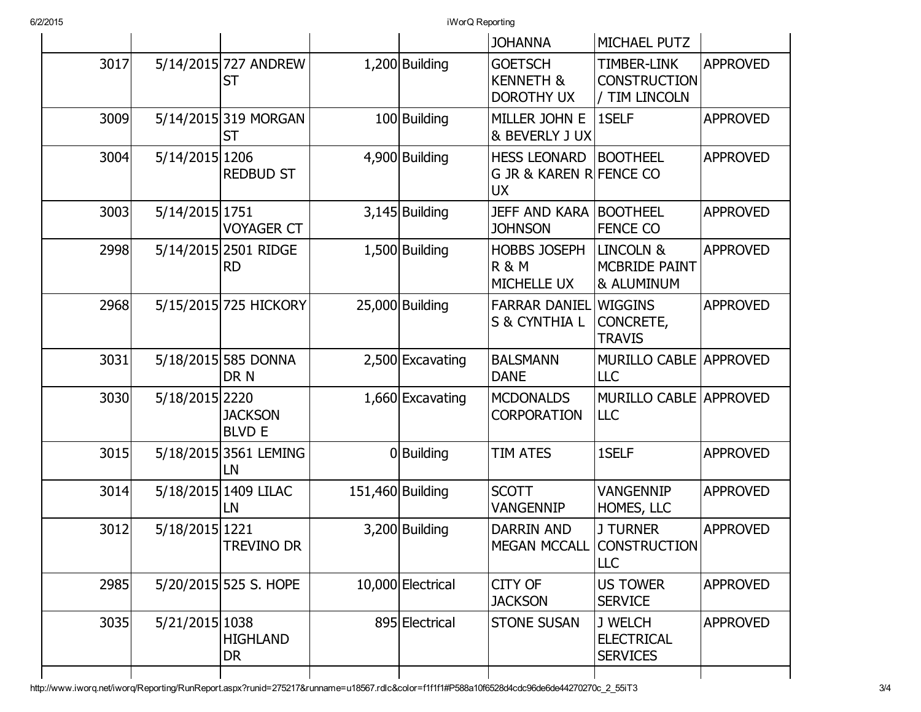| | | | | | | | |
|---|---|---|---|---|---|---|---|
| | | | | | JOHANNA | MICHAEL PUTZ | |
| 3017 | 5/14/2015 | 727 ANDREW ST | 1,200 | Building | GOETSCH KENNETH & DOROTHY UX | TIMBER-LINK CONSTRUCTION / TIM LINCOLN | APPROVED |
| 3009 | 5/14/2015 | 319 MORGAN ST | 100 | Building | MILLER JOHN E & BEVERLY J UX | 1SELF | APPROVED |
| 3004 | 5/14/2015 | 1206 REDBUD ST | 4,900 | Building | HESS LEONARD G JR & KAREN R UX | BOOTHEEL FENCE CO | APPROVED |
| 3003 | 5/14/2015 | 1751 VOYAGER CT | 3,145 | Building | JEFF AND KARA JOHNSON | BOOTHEEL FENCE CO | APPROVED |
| 2998 | 5/14/2015 | 2501 RIDGE RD | 1,500 | Building | HOBBS JOSEPH R & M MICHELLE UX | LINCOLN & MCBRIDE PAINT & ALUMINUM | APPROVED |
| 2968 | 5/15/2015 | 725 HICKORY | 25,000 | Building | FARRAR DANIEL S & CYNTHIA L | WIGGINS CONCRETE, TRAVIS | APPROVED |
| 3031 | 5/18/2015 | 585 DONNA DR N | 2,500 | Excavating | BALSMANN DANE | MURILLO CABLE LLC | APPROVED |
| 3030 | 5/18/2015 | 2220 JACKSON BLVD E | 1,660 | Excavating | MCDONALDS CORPORATION | MURILLO CABLE LLC | APPROVED |
| 3015 | 5/18/2015 | 3561 LEMING LN | 0 | Building | TIM ATES | 1SELF | APPROVED |
| 3014 | 5/18/2015 | 1409 LILAC LN | 151,460 | Building | SCOTT VANGENNIP | VANGENNIP HOMES, LLC | APPROVED |
| 3012 | 5/18/2015 | 1221 TREVINO DR | 3,200 | Building | DARRIN AND MEGAN MCCALL | J TURNER CONSTRUCTION LLC | APPROVED |
| 2985 | 5/20/2015 | 525 S. HOPE | 10,000 | Electrical | CITY OF JACKSON | US TOWER SERVICE | APPROVED |
| 3035 | 5/21/2015 | 1038 HIGHLAND DR | 895 | Electrical | STONE SUSAN | J WELCH ELECTRICAL SERVICES | APPROVED |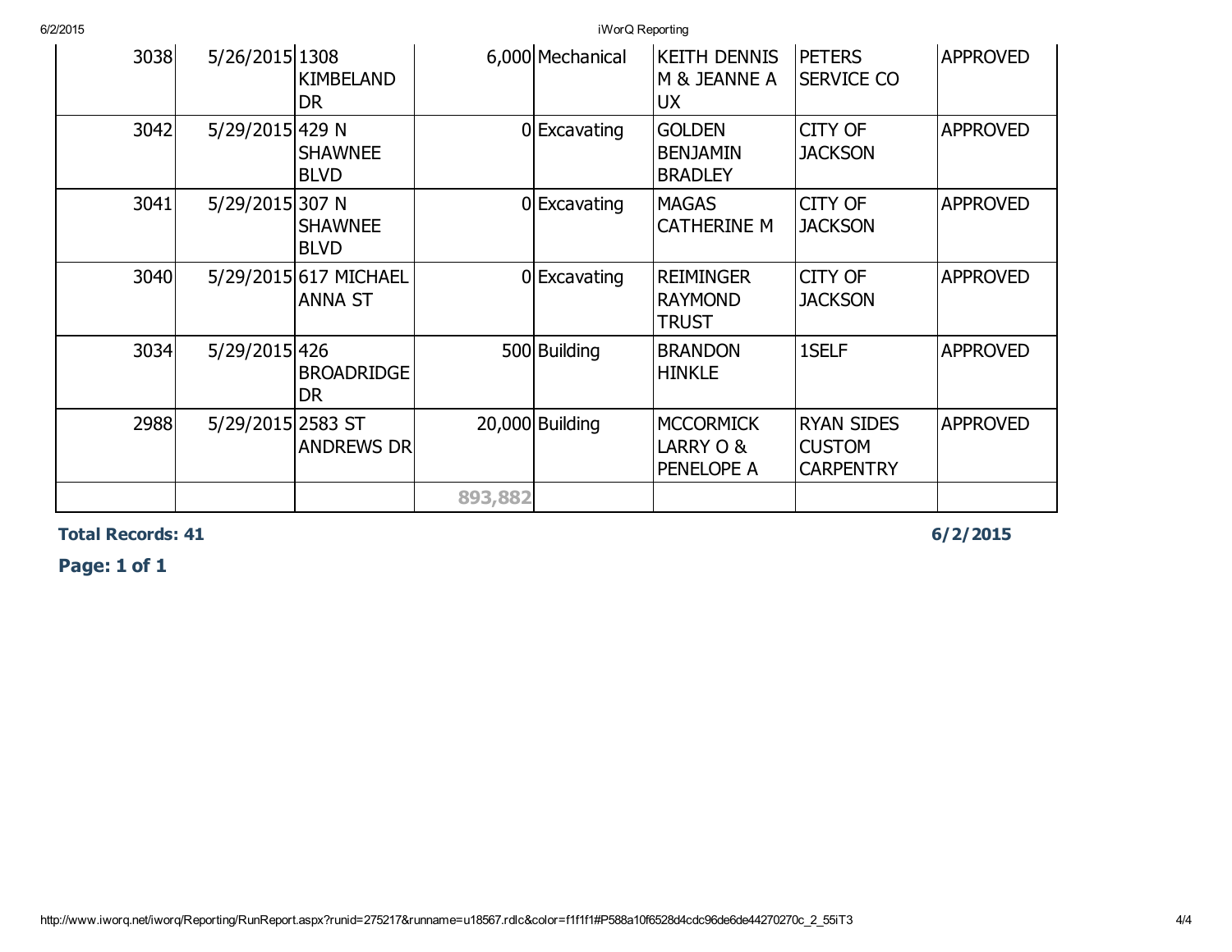| | | | | | | | |
|---|---|---|---|---|---|---|---|
| 3038 | 5/26/2015 | 1308 KIMBELAND DR | 6,000 | Mechanical | KEITH DENNIS M & JEANNE A UX | PETERS SERVICE CO | APPROVED |
| 3042 | 5/29/2015 | 429 N SHAWNEE BLVD | 0 | Excavating | GOLDEN BENJAMIN BRADLEY | CITY OF JACKSON | APPROVED |
| 3041 | 5/29/2015 | 307 N SHAWNEE BLVD | 0 | Excavating | MAGAS CATHERINE M | CITY OF JACKSON | APPROVED |
| 3040 | 5/29/2015 | 617 MICHAEL ANNA ST | 0 | Excavating | REIMINGER RAYMOND TRUST | CITY OF JACKSON | APPROVED |
| 3034 | 5/29/2015 | 426 BROADRIDGE DR | 500 | Building | BRANDON HINKLE | 1SELF | APPROVED |
| 2988 | 5/29/2015 | 2583 ST ANDREWS DR | 20,000 | Building | MCCORMICK LARRY O & PENELOPE A | RYAN SIDES CUSTOM CARPENTRY | APPROVED |
| | | | 893,882 | | | | |

**Total Records: 41** **6/2/2015**

**Page: 1 of 1**